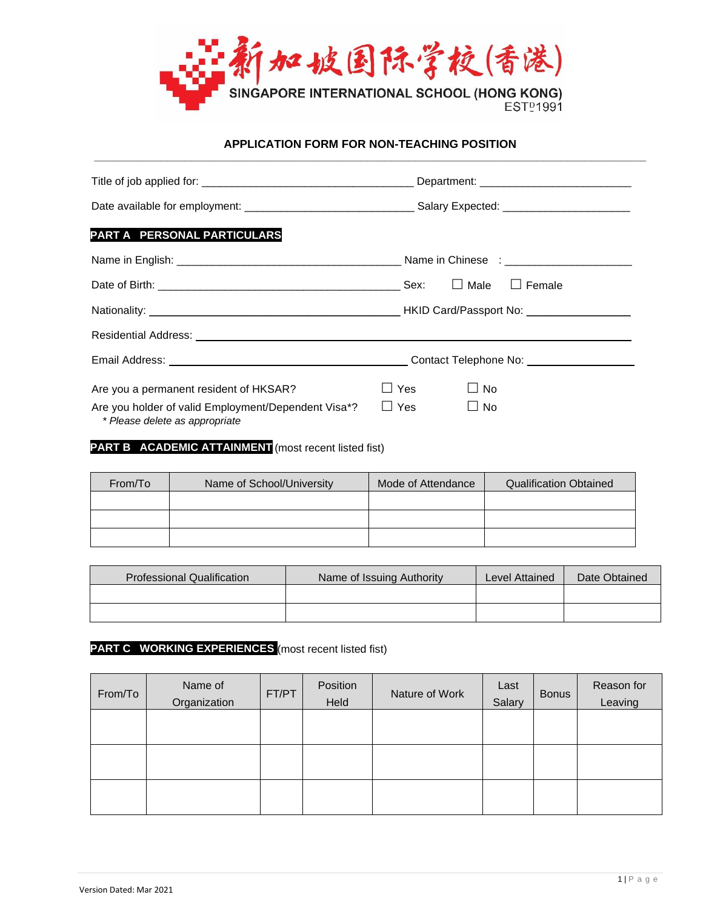新加坡国际学校(香港)

SINGAPORE INTERNATIONAL SCHOOL (HONG KONG)

EST^D 1991

## APPLICATION FORM FOR NON-TEACHING POSITION

Title of job applied for: ___________________________________ Department: _________________________

Date available for employment: ____________________________ Salary Expected: _____________________

## PART A PERSONAL PARTICULARS

Name in English: _____________________________________ Name in Chinese : ____________________

Date of Birth: ________________________________________ Sex: ☐ Male ☐ Female

Nationality: __________________________________________ HKID Card/Passport No: ________________

Residential Address: ____________________________________________________________________

Email Address: ________________________________________ Contact Telephone No: ________________

Are you a permanent resident of HKSAR? ☐ Yes ☐ No

Are you holder of valid Employment/Dependent Visa*? ☐ Yes ☐ No

*\* Please delete as appropriate*

## PART B ACADEMIC ATTAINMENT (most recent listed fist)

| From/To | Name of School/University | Mode of Attendance | Qualification Obtained |
|---|---|---|---|
| | | | |
| | | | |
| | | | |

| Professional Qualification | Name of Issuing Authority | Level Attained | Date Obtained |
|---|---|---|---|
| | | | |
| | | | |

## PART C WORKING EXPERIENCES (most recent listed fist)

| From/To | Name of Organization | FT/PT | Position Held | Nature of Work | Last Salary | Bonus | Reason for Leaving |
|---|---|---|---|---|---|---|---|
| | | | | | | | |
| | | | | | | | |
| | | | | | | | |

Version Dated: Mar 2021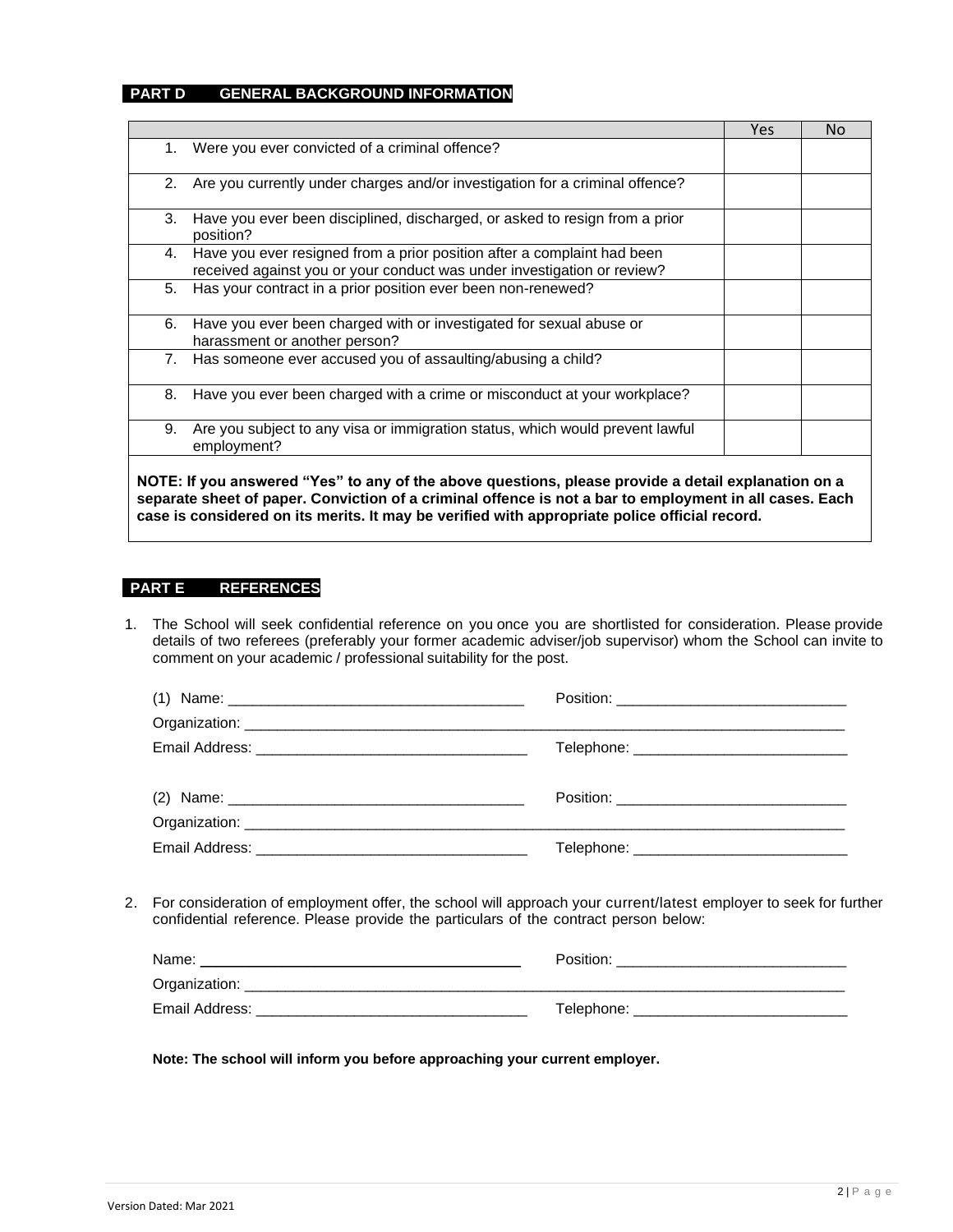## PART D GENERAL BACKGROUND INFORMATION

| | Yes | No |
|---|---|---|
| 1. Were you ever convicted of a criminal offence? | | |
| 2. Are you currently under charges and/or investigation for a criminal offence? | | |
| 3. Have you ever been disciplined, discharged, or asked to resign from a prior position? | | |
| 4. Have you ever resigned from a prior position after a complaint had been received against you or your conduct was under investigation or review? | | |
| 5. Has your contract in a prior position ever been non-renewed? | | |
| 6. Have you ever been charged with or investigated for sexual abuse or harassment or another person? | | |
| 7. Has someone ever accused you of assaulting/abusing a child? | | |
| 8. Have you ever been charged with a crime or misconduct at your workplace? | | |
| 9. Are you subject to any visa or immigration status, which would prevent lawful employment? | | |

**NOTE: If you answered "Yes" to any of the above questions, please provide a detail explanation on a separate sheet of paper. Conviction of a criminal offence is not a bar to employment in all cases. Each case is considered on its merits. It may be verified with appropriate police official record.**

## PART E REFERENCES

1. The School will seek confidential reference on you once you are shortlisted for consideration. Please provide details of two referees (preferably your former academic adviser/job supervisor) whom the School can invite to comment on your academic / professional suitability for the post.

   (1) Name: ___________________________________ Position: ___________________________

   Organization: ___________________________________________________________________________

   Email Address: _________________________________ Telephone: __________________________

   (2) Name: ___________________________________ Position: ___________________________

   Organization: ___________________________________________________________________________

   Email Address: _________________________________ Telephone: __________________________

2. For consideration of employment offer, the school will approach your current/latest employer to seek for further confidential reference. Please provide the particulars of the contract person below:

   Name: _______________________________________ Position: ___________________________

   Organization: ___________________________________________________________________________

   Email Address: _________________________________ Telephone: __________________________

**Note: The school will inform you before approaching your current employer.**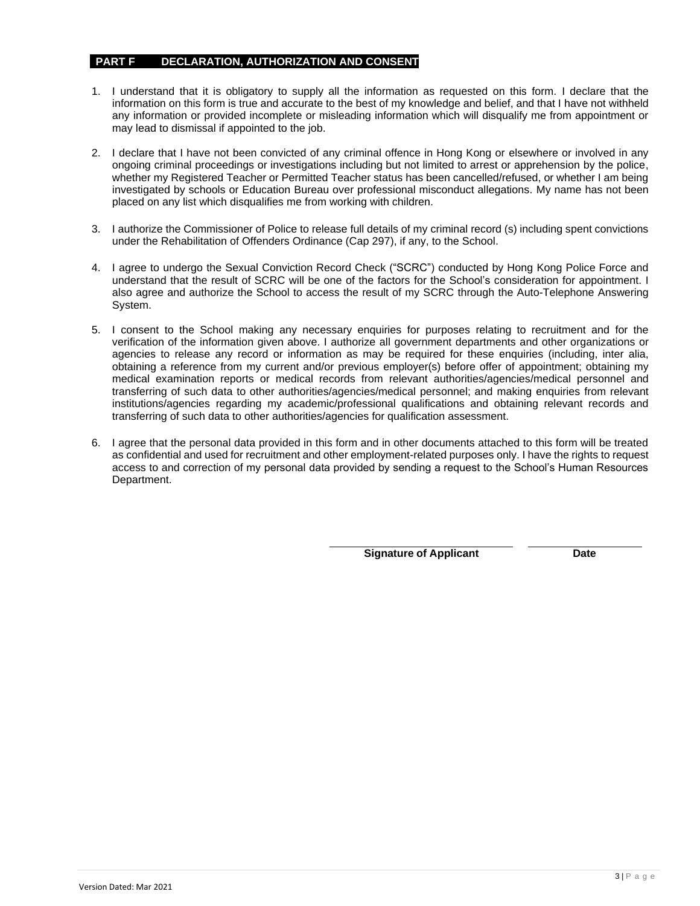## PART F DECLARATION, AUTHORIZATION AND CONSENT

1. I understand that it is obligatory to supply all the information as requested on this form. I declare that the information on this form is true and accurate to the best of my knowledge and belief, and that I have not withheld any information or provided incomplete or misleading information which will disqualify me from appointment or may lead to dismissal if appointed to the job.

2. I declare that I have not been convicted of any criminal offence in Hong Kong or elsewhere or involved in any ongoing criminal proceedings or investigations including but not limited to arrest or apprehension by the police, whether my Registered Teacher or Permitted Teacher status has been cancelled/refused, or whether I am being investigated by schools or Education Bureau over professional misconduct allegations. My name has not been placed on any list which disqualifies me from working with children.

3. I authorize the Commissioner of Police to release full details of my criminal record (s) including spent convictions under the Rehabilitation of Offenders Ordinance (Cap 297), if any, to the School.

4. I agree to undergo the Sexual Conviction Record Check ("SCRC") conducted by Hong Kong Police Force and understand that the result of SCRC will be one of the factors for the School's consideration for appointment. I also agree and authorize the School to access the result of my SCRC through the Auto-Telephone Answering System.

5. I consent to the School making any necessary enquiries for purposes relating to recruitment and for the verification of the information given above. I authorize all government departments and other organizations or agencies to release any record or information as may be required for these enquiries (including, inter alia, obtaining a reference from my current and/or previous employer(s) before offer of appointment; obtaining my medical examination reports or medical records from relevant authorities/agencies/medical personnel and transferring of such data to other authorities/agencies/medical personnel; and making enquiries from relevant institutions/agencies regarding my academic/professional qualifications and obtaining relevant records and transferring of such data to other authorities/agencies for qualification assessment.

6. I agree that the personal data provided in this form and in other documents attached to this form will be treated as confidential and used for recruitment and other employment-related purposes only. I have the rights to request access to and correction of my personal data provided by sending a request to the School's Human Resources Department.

| ______________________ | ______________ |
|---|---|
| **Signature of Applicant** | **Date** |

Version Dated: Mar 2021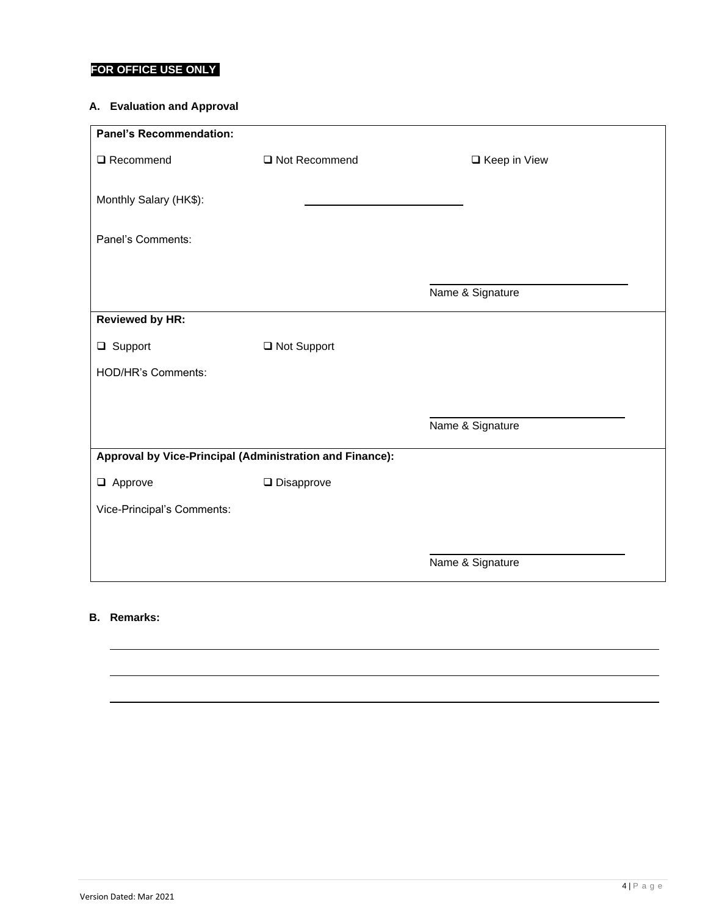**FOR OFFICE USE ONLY**

**A. Evaluation and Approval**

**Panel's Recommendation:**

❑ Recommend ❑ Not Recommend ❑ Keep in View

Monthly Salary (HK$): ____________________

Panel's Comments:

____________________
Name & Signature

**Reviewed by HR:**

❑ Support ❑ Not Support

HOD/HR's Comments:

____________________
Name & Signature

**Approval by Vice-Principal (Administration and Finance):**

❑ Approve ❑ Disapprove

Vice-Principal's Comments:

____________________
Name & Signature

**B. Remarks:**

____________________________________________________________

____________________________________________________________

____________________________________________________________

Version Dated: Mar 2021